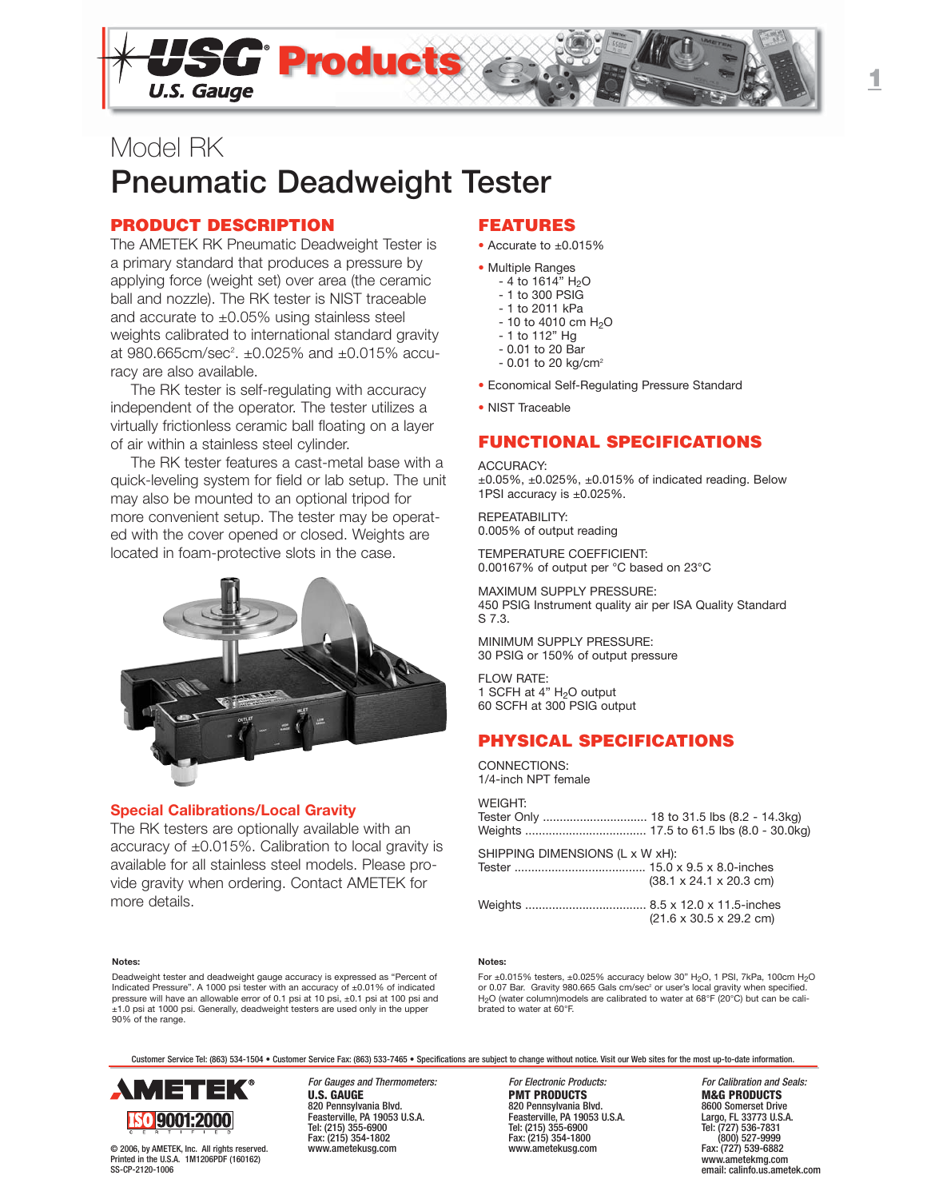# Model RK

# Pneumatic Deadweight Tester

## PRODUCT DESCRIPTION

The AMETEK RK Pneumatic Deadweight Tester is a primary standard that produces a pressure by applying force (weight set) over area (the ceramic ball and nozzle). The RK tester is NIST traceable and accurate to ±0.05% using stainless steel weights calibrated to international standard gravity at 980.665cm/sec$^2$. ±0.025% and ±0.015% accuracy are also available.

The RK tester is self-regulating with accuracy independent of the operator. The tester utilizes a virtually frictionless ceramic ball floating on a layer of air within a stainless steel cylinder.

The RK tester features a cast-metal base with a quick-leveling system for field or lab setup. The unit may also be mounted to an optional tripod for more convenient setup. The tester may be operated with the cover opened or closed. Weights are located in foam-protective slots in the case.

### Special Calibrations/Local Gravity

The RK testers are optionally available with an accuracy of ±0.015%. Calibration to local gravity is available for all stainless steel models. Please provide gravity when ordering. Contact AMETEK for more details.

## FEATURES

- Accurate to ±0.015%
- Multiple Ranges
  - 4 to 1614" $H_2O$
  - 1 to 300 PSIG
  - 1 to 2011 kPa
  - 10 to 4010 cm $H_2O$
  - 1 to 112" Hg
  - 0.01 to 20 Bar
  - 0.01 to 20 kg/cm$^2$
- Economical Self-Regulating Pressure Standard
- NIST Traceable

## FUNCTIONAL SPECIFICATIONS

ACCURACY:
±0.05%, ±0.025%, ±0.015% of indicated reading. Below 1PSI accuracy is ±0.025%.

REPEATABILITY:
0.005% of output reading

TEMPERATURE COEFFICIENT:
0.00167% of output per °C based on 23°C

MAXIMUM SUPPLY PRESSURE:
450 PSIG Instrument quality air per ISA Quality Standard S 7.3.

MINIMUM SUPPLY PRESSURE:
30 PSIG or 150% of output pressure

FLOW RATE:
1 SCFH at 4" $H_2O$ output
60 SCFH at 300 PSIG output

## PHYSICAL SPECIFICATIONS

CONNECTIONS:
1/4-inch NPT female

WEIGHT:
Tester Only ............................... 18 to 31.5 lbs (8.2 - 14.3kg)
Weights .................................... 17.5 to 61.5 lbs (8.0 - 30.0kg)

SHIPPING DIMENSIONS (L x W xH):
Tester ....................................... 15.0 x 9.5 x 8.0-inches (38.1 x 24.1 x 20.3 cm)

Weights .................................... 8.5 x 12.0 x 11.5-inches (21.6 x 30.5 x 29.2 cm)

**Notes:**

Deadweight tester and deadweight gauge accuracy is expressed as "Percent of Indicated Pressure". A 1000 psi tester with an accuracy of ±0.01% of indicated pressure will have an allowable error of 0.1 psi at 10 psi, ±0.1 psi at 100 psi and ±1.0 psi at 1000 psi. Generally, deadweight testers are used only in the upper 90% of the range.

**Notes:**

For ±0.015% testers, ±0.025% accuracy below 30" $H_2O$, 1 PSI, 7kPa, 100cm $H_2O$ or 0.07 Bar. Gravity 980.665 Gals cm/sec$^2$ or user's local gravity when specified. $H_2O$ (water column)models are calibrated to water at 68°F (20°C) but can be calibrated to water at 60°F.

Customer Service Tel: (863) 534-1504 • Customer Service Fax: (863) 533-7465 • Specifications are subject to change without notice. Visit our Web sites for the most up-to-date information.

AMETEK ISO 9001:2000 CERTIFIED

© 2006, by AMETEK, Inc. All rights reserved.
Printed in the U.S.A. 1M1206PDF (160162)
SS-CP-2120-1006

*For Gauges and Thermometers:*
**U.S. GAUGE**
820 Pennsylvania Blvd.
Feasterville, PA 19053 U.S.A.
Tel: (215) 355-6900
Fax: (215) 354-1802
www.ametekusg.com

*For Electronic Products:*
**PMT PRODUCTS**
820 Pennsylvania Blvd.
Feasterville, PA 19053 U.S.A.
Tel: (215) 355-6900
Fax: (215) 354-1800
www.ametekusg.com

*For Calibration and Seals:*
**M&G PRODUCTS**
8600 Somerset Drive
Largo, FL 33773 U.S.A.
Tel: (727) 536-7831
(800) 527-9999
Fax: (727) 539-6882
www.ametekmg.com
email: calinfo.us.ametek.com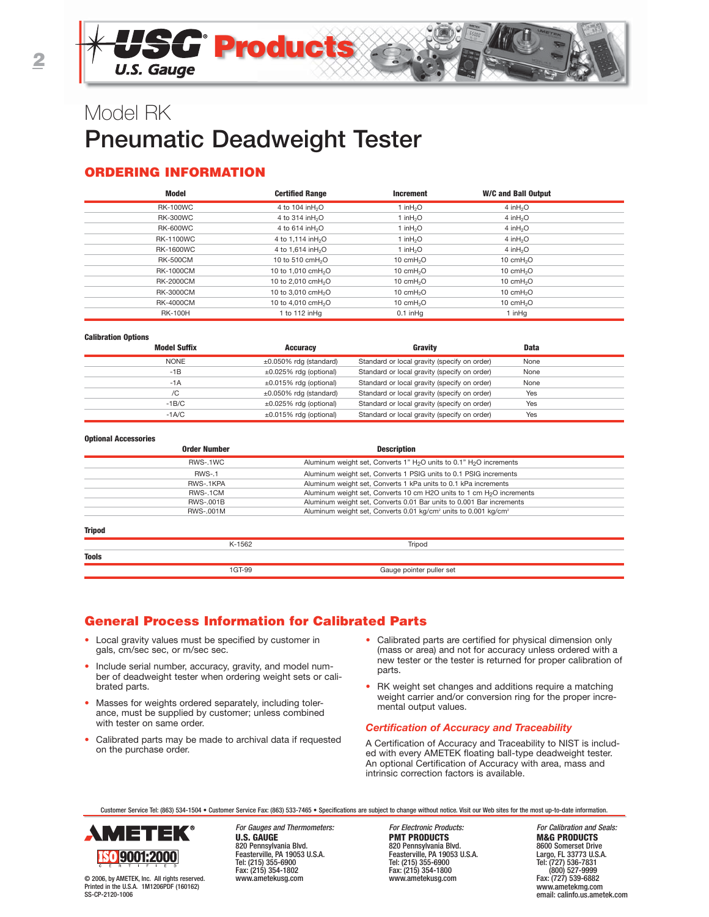USG Products U.S. Gauge

# Model RK
# Pneumatic Deadweight Tester

## ORDERING INFORMATION

| Model | Certified Range | Increment | W/C and Ball Output |
|---|---|---|---|
| RK-100WC | 4 to 104 in$H_2O$ | 1 in$H_2O$ | 4 in$H_2O$ |
| RK-300WC | 4 to 314 in$H_2O$ | 1 in$H_2O$ | 4 in$H_2O$ |
| RK-600WC | 4 to 614 in$H_2O$ | 1 in$H_2O$ | 4 in$H_2O$ |
| RK-1100WC | 4 to 1,114 in$H_2O$ | 1 in$H_2O$ | 4 in$H_2O$ |
| RK-1600WC | 4 to 1,614 in$H_2O$ | 1 in$H_2O$ | 4 in$H_2O$ |
| RK-500CM | 10 to 510 cm$H_2O$ | 10 cm$H_2O$ | 10 cm$H_2O$ |
| RK-1000CM | 10 to 1,010 cm$H_2O$ | 10 cm$H_2O$ | 10 cm$H_2O$ |
| RK-2000CM | 10 to 2,010 cm$H_2O$ | 10 cm$H_2O$ | 10 cm$H_2O$ |
| RK-3000CM | 10 to 3,010 cm$H_2O$ | 10 cm$H_2O$ | 10 cm$H_2O$ |
| RK-4000CM | 10 to 4,010 cm$H_2O$ | 10 cm$H_2O$ | 10 cm$H_2O$ |
| RK-100H | 1 to 112 inHg | 0.1 inHg | 1 inHg |

**Calibration Options**

| Model Suffix | Accuracy | Gravity | Data |
|---|---|---|---|
| NONE | ±0.050% rdg (standard) | Standard or local gravity (specify on order) | None |
| -1B | ±0.025% rdg (optional) | Standard or local gravity (specify on order) | None |
| -1A | ±0.015% rdg (optional) | Standard or local gravity (specify on order) | None |
| /C | ±0.050% rdg (standard) | Standard or local gravity (specify on order) | Yes |
| -1B/C | ±0.025% rdg (optional) | Standard or local gravity (specify on order) | Yes |
| -1A/C | ±0.015% rdg (optional) | Standard or local gravity (specify on order) | Yes |

**Optional Accessories**

| Order Number | Description |
|---|---|
| RWS-.1WC | Aluminum weight set, Converts 1" $H_2O$ units to 0.1" $H_2O$ increments |
| RWS-.1 | Aluminum weight set, Converts 1 PSIG units to 0.1 PSIG increments |
| RWS-.1KPA | Aluminum weight set, Converts 1 kPa units to 0.1 kPa increments |
| RWS-.1CM | Aluminum weight set, Converts 10 cm H2O units to 1 cm $H_2O$ increments |
| RWS-.001B | Aluminum weight set, Converts 0.01 Bar units to 0.001 Bar increments |
| RWS-.001M | Aluminum weight set, Converts 0.01 kg/cm$^2$ units to 0.001 kg/cm$^2$ |

**Tripod**

| | |
|---|---|
| K-1562 | Tripod |

**Tools**

| | |
|---|---|
| 1GT-99 | Gauge pointer puller set |

## General Process Information for Calibrated Parts

- Local gravity values must be specified by customer in gals, cm/sec sec, or m/sec sec.
- Include serial number, accuracy, gravity, and model number of deadweight tester when ordering weight sets or calibrated parts.
- Masses for weights ordered separately, including tolerance, must be supplied by customer; unless combined with tester on same order.
- Calibrated parts may be made to archival data if requested on the purchase order.
- Calibrated parts are certified for physical dimension only (mass or area) and not for accuracy unless ordered with a new tester or the tester is returned for proper calibration of parts.
- RK weight set changes and additions require a matching weight carrier and/or conversion ring for the proper incremental output values.

### *Certification of Accuracy and Traceability*

A Certification of Accuracy and Traceability to NIST is included with every AMETEK floating ball-type deadweight tester. An optional Certification of Accuracy with area, mass and intrinsic correction factors is available.

Customer Service Tel: (863) 534-1504 • Customer Service Fax: (863) 533-7465 • Specifications are subject to change without notice. Visit our Web sites for the most up-to-date information.

AMETEK®
ISO 9001:2000 CERTIFIED

© 2006, by AMETEK, Inc. All rights reserved.
Printed in the U.S.A. 1M1206PDF (160162)
SS-CP-2120-1006

*For Gauges and Thermometers:*
**U.S. GAUGE**
820 Pennsylvania Blvd.
Feasterville, PA 19053 U.S.A.
Tel: (215) 355-6900
Fax: (215) 354-1802
www.ametekusg.com

*For Electronic Products:*
**PMT PRODUCTS**
820 Pennsylvania Blvd.
Feasterville, PA 19053 U.S.A.
Tel: (215) 355-6900
Fax: (215) 354-1800
www.ametekusg.com

*For Calibration and Seals:*
**M&G PRODUCTS**
8600 Somerset Drive
Largo, FL 33773 U.S.A.
Tel: (727) 536-7831
(800) 527-9999
Fax: (727) 539-6882
www.ametekmg.com
email: calinfo.us.ametek.com